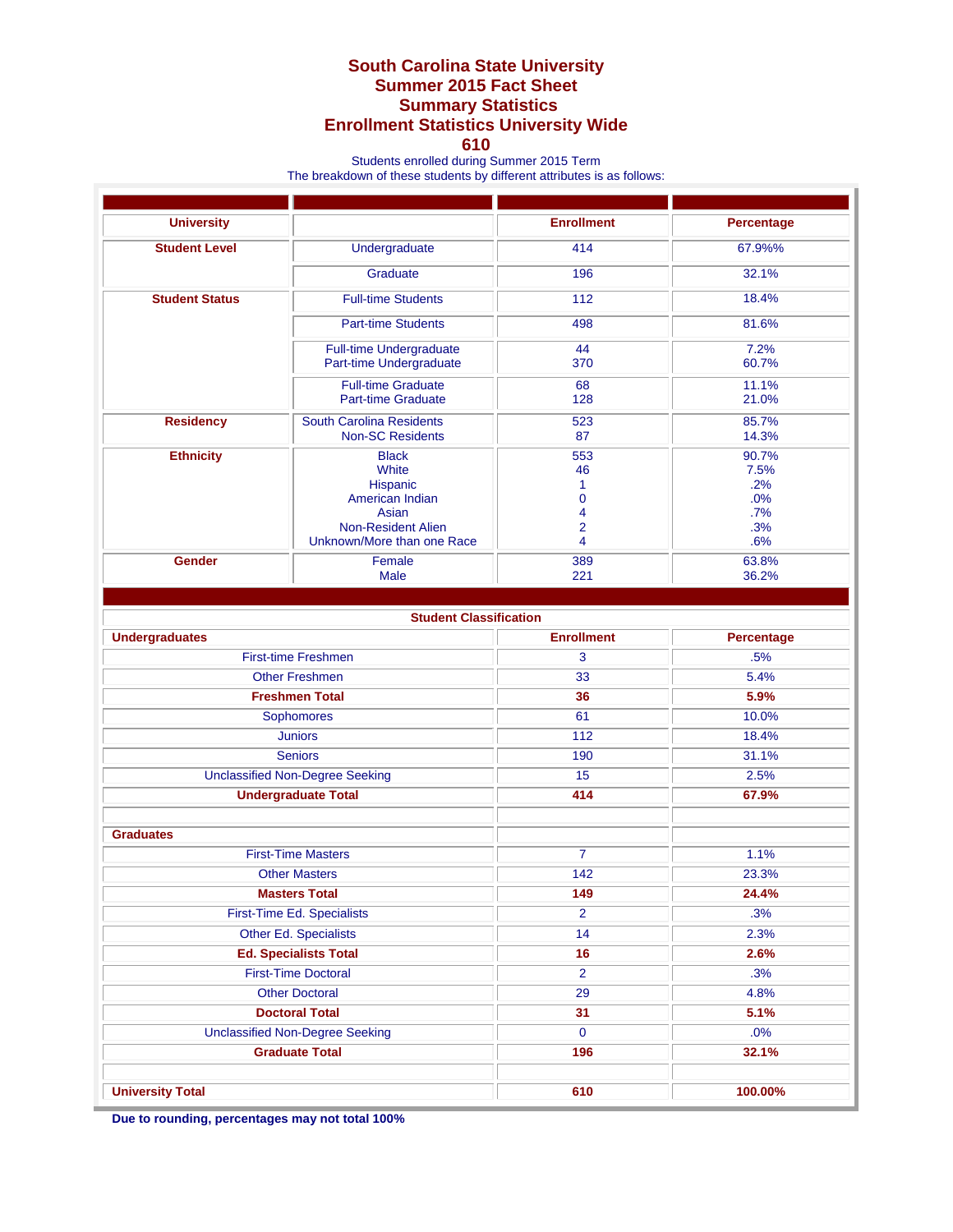# South Carolina State University
## Summer 2015 Fact Sheet
## Summary Statistics
## Enrollment Statistics University Wide
## 610

Students enrolled during Summer 2015 Term
The breakdown of these students by different attributes is as follows:

| University | | Enrollment | Percentage |
|---|---|---|---|
| **Student Level** | Undergraduate | 414 | 67.9%% |
| | Graduate | 196 | 32.1% |
| **Student Status** | Full-time Students | 112 | 18.4% |
| | Part-time Students | 498 | 81.6% |
| | Full-time Undergraduate<br>Part-time Undergraduate | 44<br>370 | 7.2%<br>60.7% |
| | Full-time Graduate<br>Part-time Graduate | 68<br>128 | 11.1%<br>21.0% |
| **Residency** | South Carolina Residents<br>Non-SC Residents | 523<br>87 | 85.7%<br>14.3% |
| **Ethnicity** | Black<br>White<br>Hispanic<br>American Indian<br>Asian<br>Non-Resident Alien<br>Unknown/More than one Race | 553<br>46<br>1<br>0<br>4<br>2<br>4 | 90.7%<br>7.5%<br>.2%<br>.0%<br>.7%<br>.3%<br>.6% |
| **Gender** | Female<br>Male | 389<br>221 | 63.8%<br>36.2% |

**Student Classification**

| Undergraduates | Enrollment | Percentage |
|---|---|---|
| First-time Freshmen | 3 | .5% |
| Other Freshmen | 33 | 5.4% |
| **Freshmen Total** | **36** | **5.9%** |
| Sophomores | 61 | 10.0% |
| Juniors | 112 | 18.4% |
| Seniors | 190 | 31.1% |
| Unclassified Non-Degree Seeking | 15 | 2.5% |
| **Undergraduate Total** | **414** | **67.9%** |
| | | |
| **Graduates** | | |
| First-Time Masters | 7 | 1.1% |
| Other Masters | 142 | 23.3% |
| **Masters Total** | **149** | **24.4%** |
| First-Time Ed. Specialists | 2 | .3% |
| Other Ed. Specialists | 14 | 2.3% |
| **Ed. Specialists Total** | **16** | **2.6%** |
| First-Time Doctoral | 2 | .3% |
| Other Doctoral | 29 | 4.8% |
| **Doctoral Total** | **31** | **5.1%** |
| Unclassified Non-Degree Seeking | 0 | .0% |
| **Graduate Total** | **196** | **32.1%** |
| | | |
| **University Total** | **610** | **100.00%** |

**Due to rounding, percentages may not total 100%**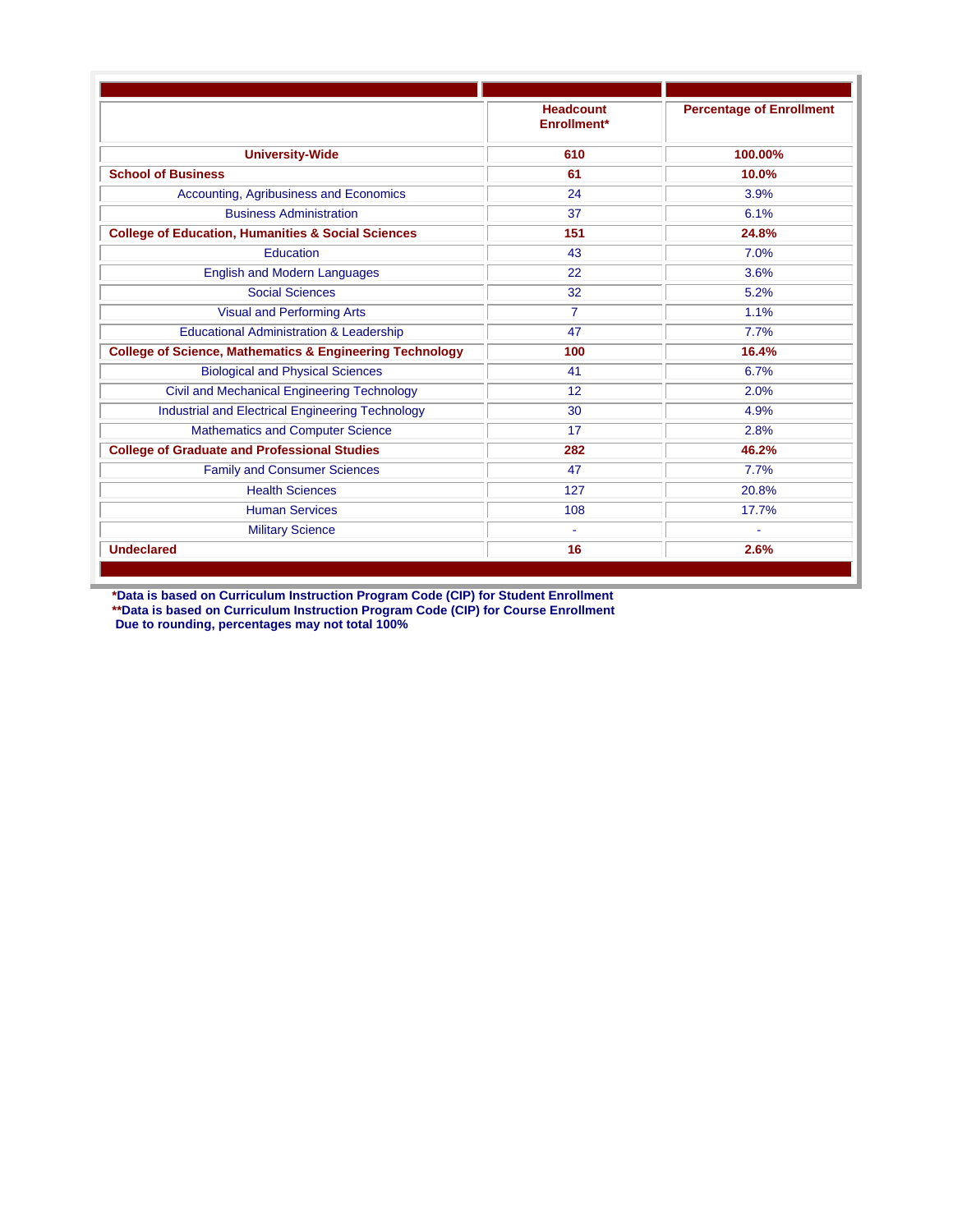| | Headcount Enrollment* | Percentage of Enrollment |
|---|---|---|
| **University-Wide** | **610** | **100.00%** |
| **School of Business** | **61** | **10.0%** |
| Accounting, Agribusiness and Economics | 24 | 3.9% |
| Business Administration | 37 | 6.1% |
| **College of Education, Humanities & Social Sciences** | **151** | **24.8%** |
| Education | 43 | 7.0% |
| English and Modern Languages | 22 | 3.6% |
| Social Sciences | 32 | 5.2% |
| Visual and Performing Arts | 7 | 1.1% |
| Educational Administration & Leadership | 47 | 7.7% |
| **College of Science, Mathematics & Engineering Technology** | **100** | **16.4%** |
| Biological and Physical Sciences | 41 | 6.7% |
| Civil and Mechanical Engineering Technology | 12 | 2.0% |
| Industrial and Electrical Engineering Technology | 30 | 4.9% |
| Mathematics and Computer Science | 17 | 2.8% |
| **College of Graduate and Professional Studies** | **282** | **46.2%** |
| Family and Consumer Sciences | 47 | 7.7% |
| Health Sciences | 127 | 20.8% |
| Human Services | 108 | 17.7% |
| Military Science | - | - |
| **Undeclared** | **16** | **2.6%** |

**\*Data is based on Curriculum Instruction Program Code (CIP) for Student Enrollment**
**\*\*Data is based on Curriculum Instruction Program Code (CIP) for Course Enrollment**
**Due to rounding, percentages may not total 100%**